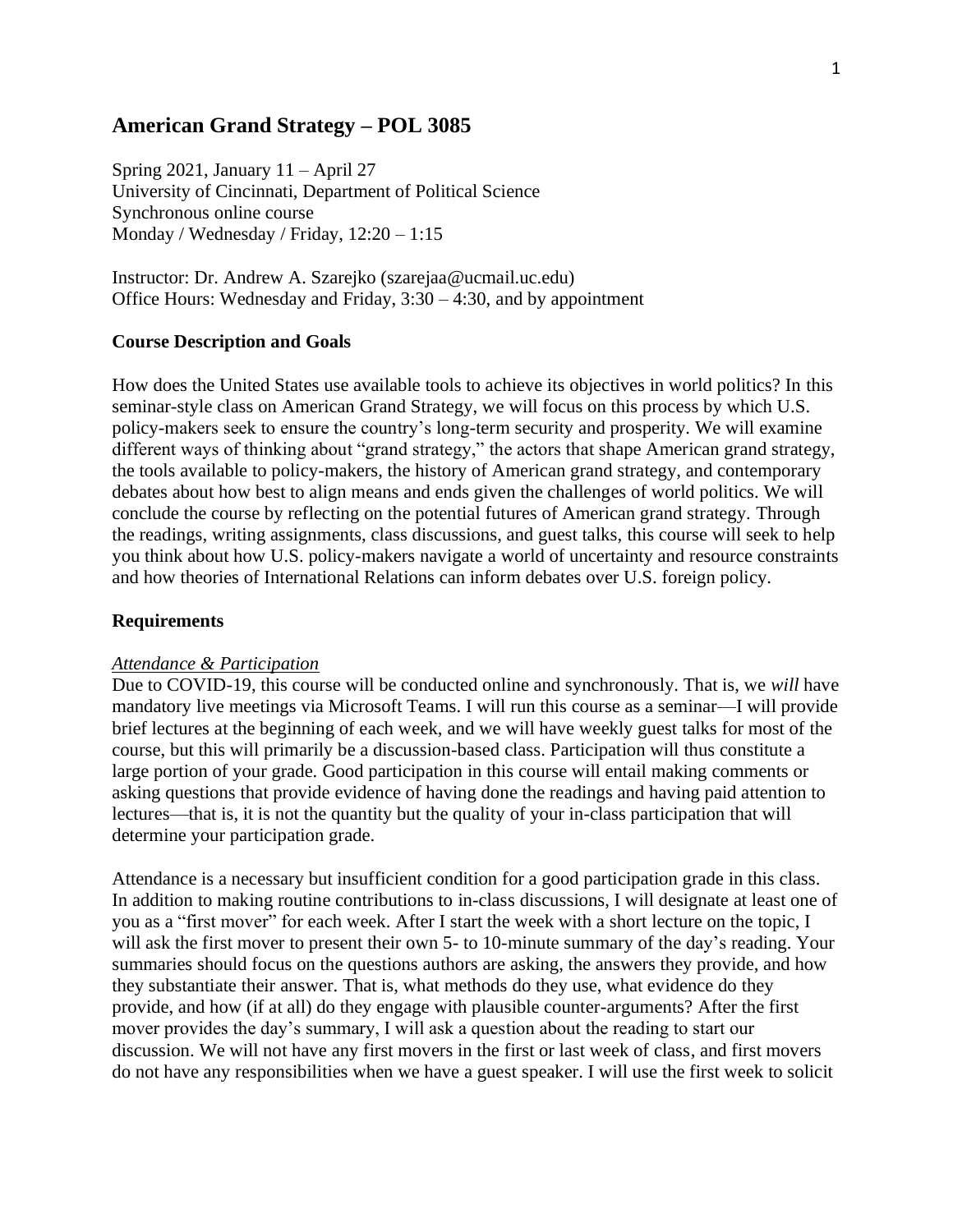# American Grand Strategy – POL 3085

Spring 2021, January 11 – April 27
University of Cincinnati, Department of Political Science
Synchronous online course
Monday / Wednesday / Friday, 12:20 – 1:15

Instructor: Dr. Andrew A. Szarejko (szarejaa@ucmail.uc.edu)
Office Hours: Wednesday and Friday, 3:30 – 4:30, and by appointment

## Course Description and Goals

How does the United States use available tools to achieve its objectives in world politics? In this seminar-style class on American Grand Strategy, we will focus on this process by which U.S. policy-makers seek to ensure the country's long-term security and prosperity. We will examine different ways of thinking about "grand strategy," the actors that shape American grand strategy, the tools available to policy-makers, the history of American grand strategy, and contemporary debates about how best to align means and ends given the challenges of world politics. We will conclude the course by reflecting on the potential futures of American grand strategy. Through the readings, writing assignments, class discussions, and guest talks, this course will seek to help you think about how U.S. policy-makers navigate a world of uncertainty and resource constraints and how theories of International Relations can inform debates over U.S. foreign policy.

## Requirements

### *Attendance & Participation*

Due to COVID-19, this course will be conducted online and synchronously. That is, we *will* have mandatory live meetings via Microsoft Teams. I will run this course as a seminar—I will provide brief lectures at the beginning of each week, and we will have weekly guest talks for most of the course, but this will primarily be a discussion-based class. Participation will thus constitute a large portion of your grade. Good participation in this course will entail making comments or asking questions that provide evidence of having done the readings and having paid attention to lectures—that is, it is not the quantity but the quality of your in-class participation that will determine your participation grade.

Attendance is a necessary but insufficient condition for a good participation grade in this class. In addition to making routine contributions to in-class discussions, I will designate at least one of you as a "first mover" for each week. After I start the week with a short lecture on the topic, I will ask the first mover to present their own 5- to 10-minute summary of the day's reading. Your summaries should focus on the questions authors are asking, the answers they provide, and how they substantiate their answer. That is, what methods do they use, what evidence do they provide, and how (if at all) do they engage with plausible counter-arguments? After the first mover provides the day's summary, I will ask a question about the reading to start our discussion. We will not have any first movers in the first or last week of class, and first movers do not have any responsibilities when we have a guest speaker. I will use the first week to solicit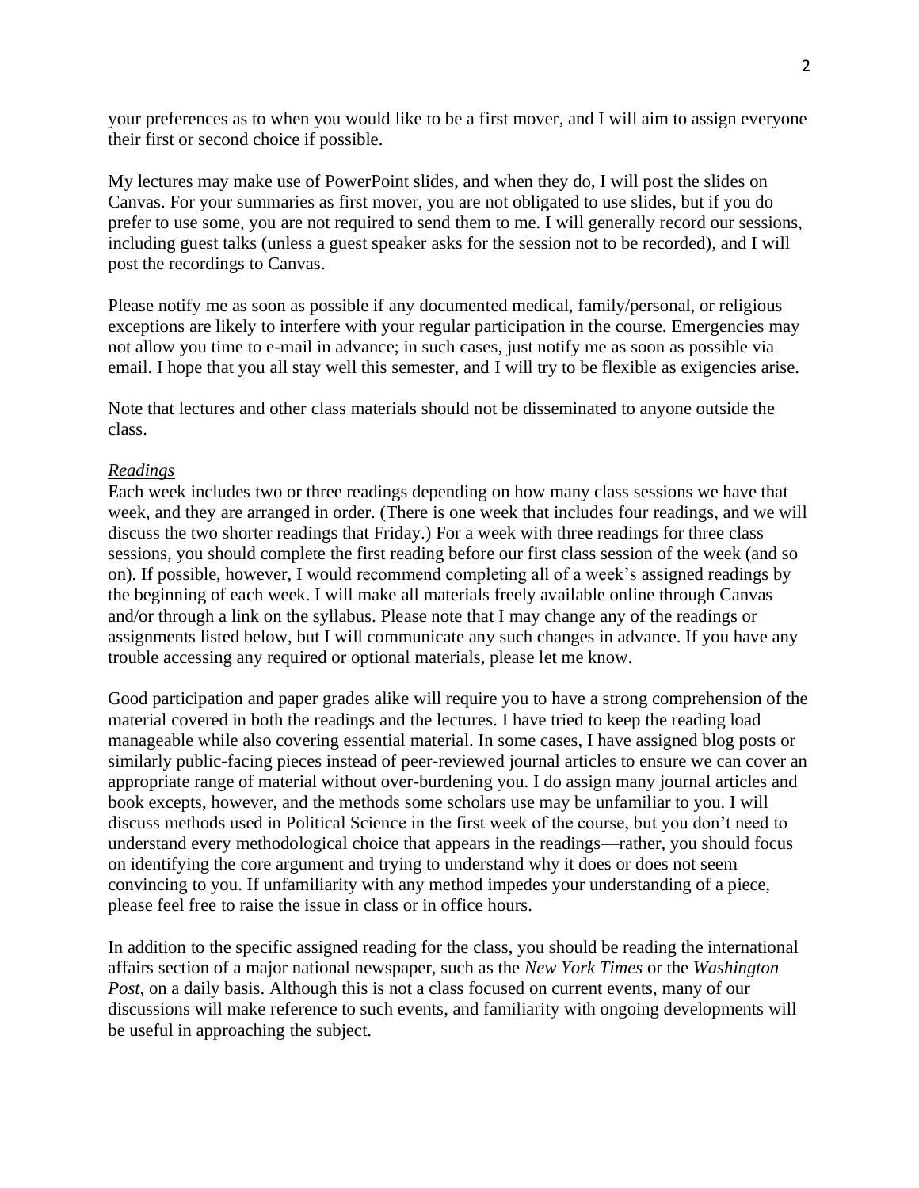your preferences as to when you would like to be a first mover, and I will aim to assign everyone their first or second choice if possible.

My lectures may make use of PowerPoint slides, and when they do, I will post the slides on Canvas. For your summaries as first mover, you are not obligated to use slides, but if you do prefer to use some, you are not required to send them to me. I will generally record our sessions, including guest talks (unless a guest speaker asks for the session not to be recorded), and I will post the recordings to Canvas.

Please notify me as soon as possible if any documented medical, family/personal, or religious exceptions are likely to interfere with your regular participation in the course. Emergencies may not allow you time to e-mail in advance; in such cases, just notify me as soon as possible via email. I hope that you all stay well this semester, and I will try to be flexible as exigencies arise.

Note that lectures and other class materials should not be disseminated to anyone outside the class.

*Readings*

Each week includes two or three readings depending on how many class sessions we have that week, and they are arranged in order. (There is one week that includes four readings, and we will discuss the two shorter readings that Friday.) For a week with three readings for three class sessions, you should complete the first reading before our first class session of the week (and so on). If possible, however, I would recommend completing all of a week's assigned readings by the beginning of each week. I will make all materials freely available online through Canvas and/or through a link on the syllabus. Please note that I may change any of the readings or assignments listed below, but I will communicate any such changes in advance. If you have any trouble accessing any required or optional materials, please let me know.

Good participation and paper grades alike will require you to have a strong comprehension of the material covered in both the readings and the lectures. I have tried to keep the reading load manageable while also covering essential material. In some cases, I have assigned blog posts or similarly public-facing pieces instead of peer-reviewed journal articles to ensure we can cover an appropriate range of material without over-burdening you. I do assign many journal articles and book excepts, however, and the methods some scholars use may be unfamiliar to you. I will discuss methods used in Political Science in the first week of the course, but you don't need to understand every methodological choice that appears in the readings—rather, you should focus on identifying the core argument and trying to understand why it does or does not seem convincing to you. If unfamiliarity with any method impedes your understanding of a piece, please feel free to raise the issue in class or in office hours.

In addition to the specific assigned reading for the class, you should be reading the international affairs section of a major national newspaper, such as the *New York Times* or the *Washington Post*, on a daily basis. Although this is not a class focused on current events, many of our discussions will make reference to such events, and familiarity with ongoing developments will be useful in approaching the subject.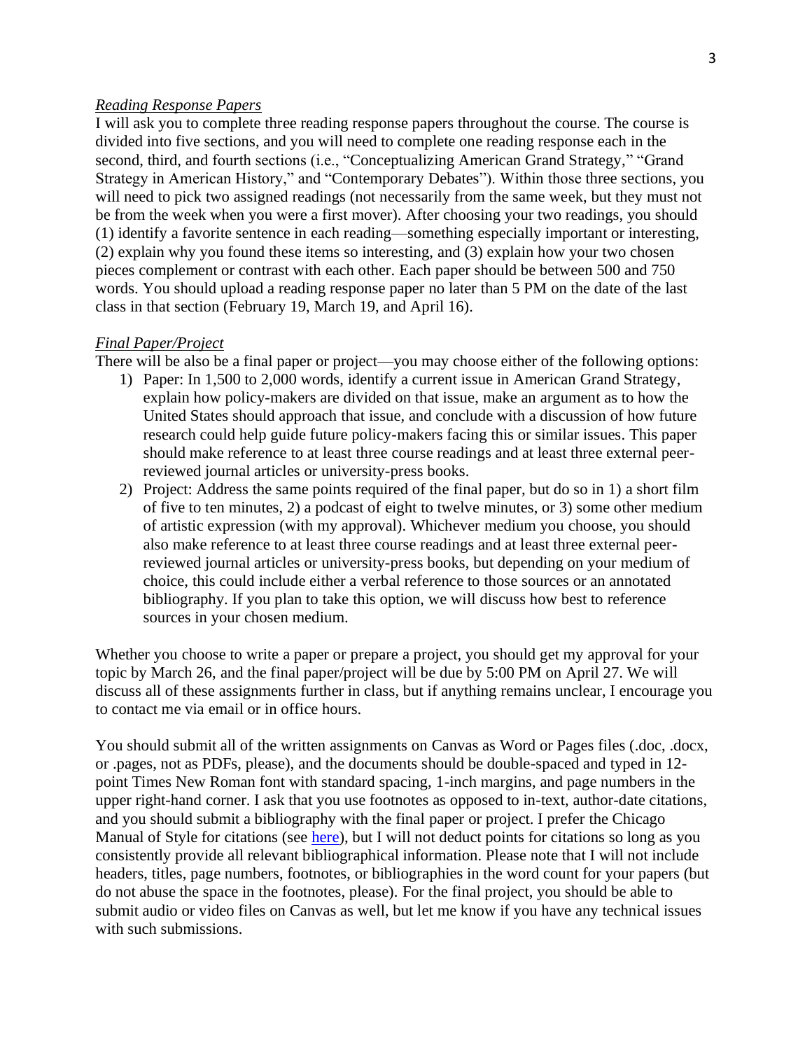*Reading Response Papers*

I will ask you to complete three reading response papers throughout the course. The course is divided into five sections, and you will need to complete one reading response each in the second, third, and fourth sections (i.e., "Conceptualizing American Grand Strategy," "Grand Strategy in American History," and "Contemporary Debates"). Within those three sections, you will need to pick two assigned readings (not necessarily from the same week, but they must not be from the week when you were a first mover). After choosing your two readings, you should (1) identify a favorite sentence in each reading—something especially important or interesting, (2) explain why you found these items so interesting, and (3) explain how your two chosen pieces complement or contrast with each other. Each paper should be between 500 and 750 words. You should upload a reading response paper no later than 5 PM on the date of the last class in that section (February 19, March 19, and April 16).

*Final Paper/Project*

There will be also be a final paper or project—you may choose either of the following options:

1) Paper: In 1,500 to 2,000 words, identify a current issue in American Grand Strategy, explain how policy-makers are divided on that issue, make an argument as to how the United States should approach that issue, and conclude with a discussion of how future research could help guide future policy-makers facing this or similar issues. This paper should make reference to at least three course readings and at least three external peer-reviewed journal articles or university-press books.
2) Project: Address the same points required of the final paper, but do so in 1) a short film of five to ten minutes, 2) a podcast of eight to twelve minutes, or 3) some other medium of artistic expression (with my approval). Whichever medium you choose, you should also make reference to at least three course readings and at least three external peer-reviewed journal articles or university-press books, but depending on your medium of choice, this could include either a verbal reference to those sources or an annotated bibliography. If you plan to take this option, we will discuss how best to reference sources in your chosen medium.

Whether you choose to write a paper or prepare a project, you should get my approval for your topic by March 26, and the final paper/project will be due by 5:00 PM on April 27. We will discuss all of these assignments further in class, but if anything remains unclear, I encourage you to contact me via email or in office hours.

You should submit all of the written assignments on Canvas as Word or Pages files (.doc, .docx, or .pages, not as PDFs, please), and the documents should be double-spaced and typed in 12-point Times New Roman font with standard spacing, 1-inch margins, and page numbers in the upper right-hand corner. I ask that you use footnotes as opposed to in-text, author-date citations, and you should submit a bibliography with the final paper or project. I prefer the Chicago Manual of Style for citations (see here), but I will not deduct points for citations so long as you consistently provide all relevant bibliographical information. Please note that I will not include headers, titles, page numbers, footnotes, or bibliographies in the word count for your papers (but do not abuse the space in the footnotes, please). For the final project, you should be able to submit audio or video files on Canvas as well, but let me know if you have any technical issues with such submissions.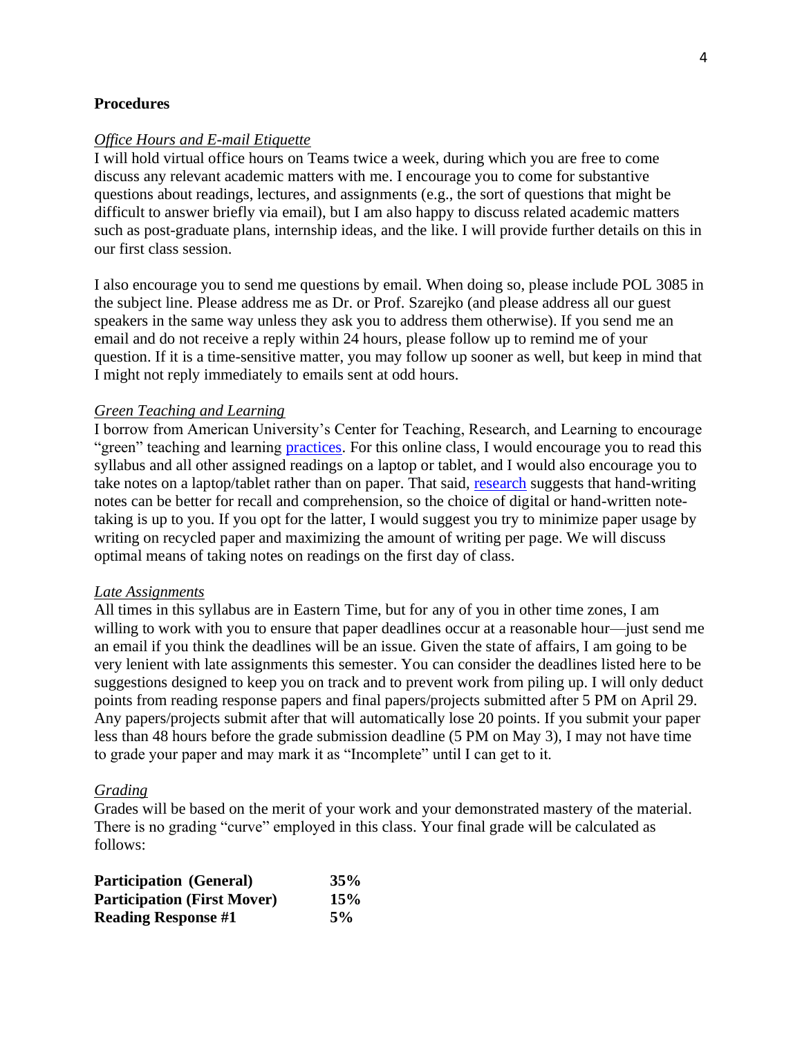**Procedures**

*Office Hours and E-mail Etiquette*

I will hold virtual office hours on Teams twice a week, during which you are free to come discuss any relevant academic matters with me. I encourage you to come for substantive questions about readings, lectures, and assignments (e.g., the sort of questions that might be difficult to answer briefly via email), but I am also happy to discuss related academic matters such as post-graduate plans, internship ideas, and the like. I will provide further details on this in our first class session.

I also encourage you to send me questions by email. When doing so, please include POL 3085 in the subject line. Please address me as Dr. or Prof. Szarejko (and please address all our guest speakers in the same way unless they ask you to address them otherwise). If you send me an email and do not receive a reply within 24 hours, please follow up to remind me of your question. If it is a time-sensitive matter, you may follow up sooner as well, but keep in mind that I might not reply immediately to emails sent at odd hours.

*Green Teaching and Learning*

I borrow from American University's Center for Teaching, Research, and Learning to encourage "green" teaching and learning practices. For this online class, I would encourage you to read this syllabus and all other assigned readings on a laptop or tablet, and I would also encourage you to take notes on a laptop/tablet rather than on paper. That said, research suggests that hand-writing notes can be better for recall and comprehension, so the choice of digital or hand-written note-taking is up to you. If you opt for the latter, I would suggest you try to minimize paper usage by writing on recycled paper and maximizing the amount of writing per page. We will discuss optimal means of taking notes on readings on the first day of class.

*Late Assignments*

All times in this syllabus are in Eastern Time, but for any of you in other time zones, I am willing to work with you to ensure that paper deadlines occur at a reasonable hour—just send me an email if you think the deadlines will be an issue. Given the state of affairs, I am going to be very lenient with late assignments this semester. You can consider the deadlines listed here to be suggestions designed to keep you on track and to prevent work from piling up. I will only deduct points from reading response papers and final papers/projects submitted after 5 PM on April 29. Any papers/projects submit after that will automatically lose 20 points. If you submit your paper less than 48 hours before the grade submission deadline (5 PM on May 3), I may not have time to grade your paper and may mark it as "Incomplete" until I can get to it.

*Grading*

Grades will be based on the merit of your work and your demonstrated mastery of the material. There is no grading "curve" employed in this class. Your final grade will be calculated as follows:

| | |
|---|---|
| **Participation (General)** | **35%** |
| **Participation (First Mover)** | **15%** |
| **Reading Response #1** | **5%** |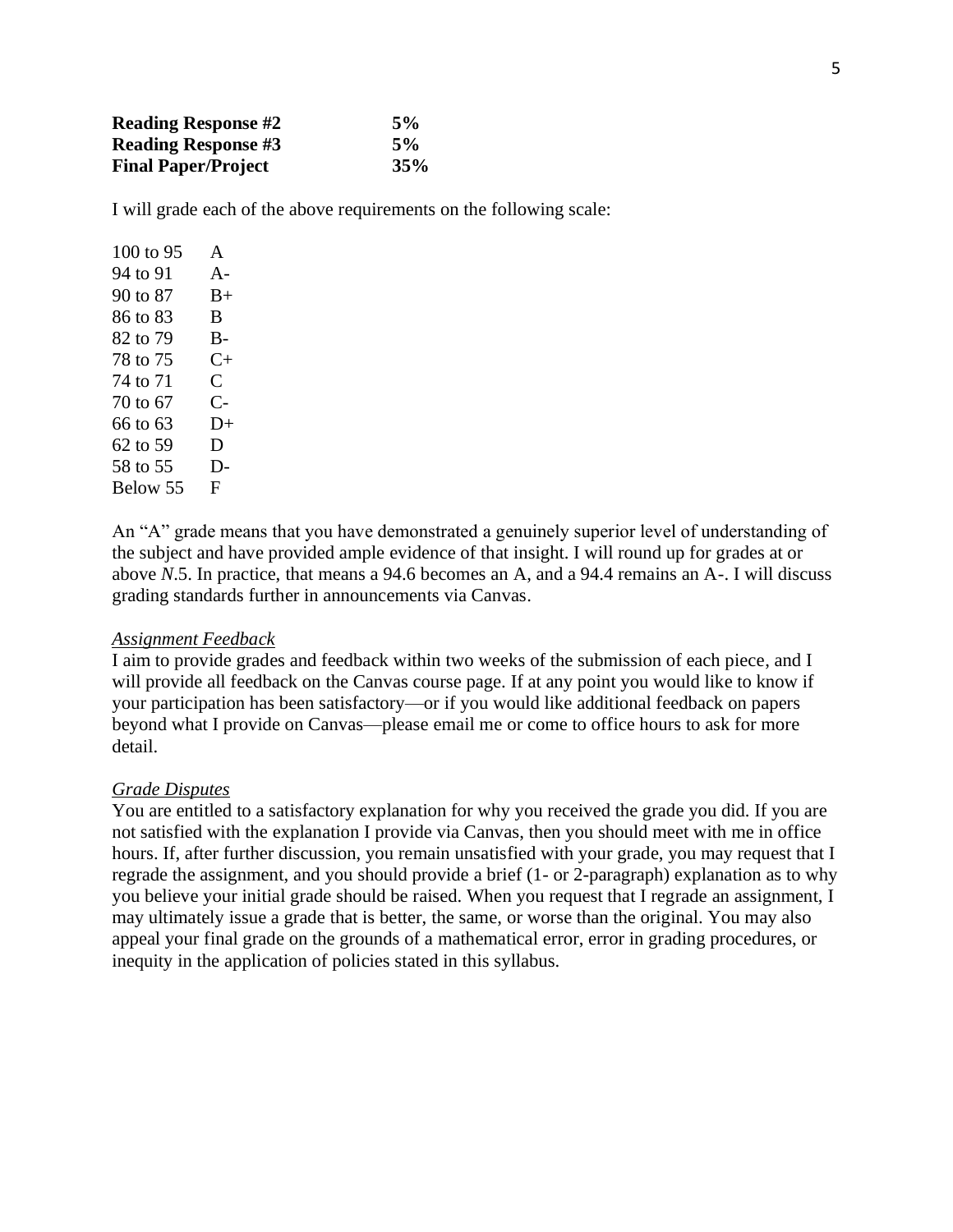| | |
|---|---|
| **Reading Response #2** | **5%** |
| **Reading Response #3** | **5%** |
| **Final Paper/Project** | **35%** |

I will grade each of the above requirements on the following scale:

| | |
|---|---|
| 100 to 95 | A |
| 94 to 91 | A- |
| 90 to 87 | B+ |
| 86 to 83 | B |
| 82 to 79 | B- |
| 78 to 75 | C+ |
| 74 to 71 | C |
| 70 to 67 | C- |
| 66 to 63 | D+ |
| 62 to 59 | D |
| 58 to 55 | D- |
| Below 55 | F |

An "A" grade means that you have demonstrated a genuinely superior level of understanding of the subject and have provided ample evidence of that insight. I will round up for grades at or above *N*.5. In practice, that means a 94.6 becomes an A, and a 94.4 remains an A-. I will discuss grading standards further in announcements via Canvas.

*Assignment Feedback*

I aim to provide grades and feedback within two weeks of the submission of each piece, and I will provide all feedback on the Canvas course page. If at any point you would like to know if your participation has been satisfactory—or if you would like additional feedback on papers beyond what I provide on Canvas—please email me or come to office hours to ask for more detail.

*Grade Disputes*

You are entitled to a satisfactory explanation for why you received the grade you did. If you are not satisfied with the explanation I provide via Canvas, then you should meet with me in office hours. If, after further discussion, you remain unsatisfied with your grade, you may request that I regrade the assignment, and you should provide a brief (1- or 2-paragraph) explanation as to why you believe your initial grade should be raised. When you request that I regrade an assignment, I may ultimately issue a grade that is better, the same, or worse than the original. You may also appeal your final grade on the grounds of a mathematical error, error in grading procedures, or inequity in the application of policies stated in this syllabus.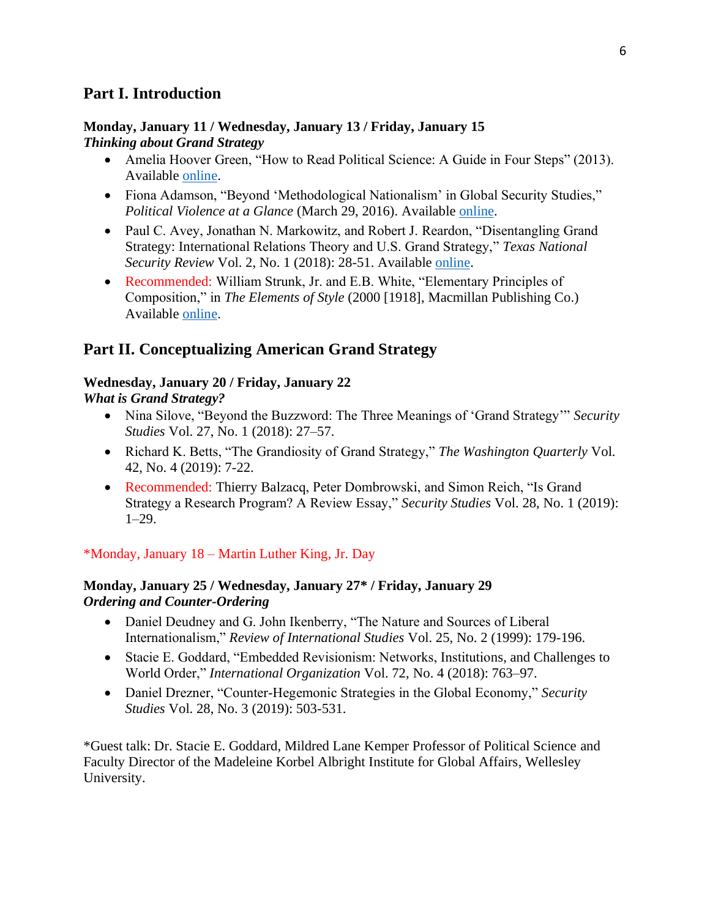## Part I. Introduction

**Monday, January 11 / Wednesday, January 13 / Friday, January 15**
***Thinking about Grand Strategy***

- Amelia Hoover Green, "How to Read Political Science: A Guide in Four Steps" (2013). Available online.
- Fiona Adamson, "Beyond 'Methodological Nationalism' in Global Security Studies," *Political Violence at a Glance* (March 29, 2016). Available online.
- Paul C. Avey, Jonathan N. Markowitz, and Robert J. Reardon, "Disentangling Grand Strategy: International Relations Theory and U.S. Grand Strategy," *Texas National Security Review* Vol. 2, No. 1 (2018): 28-51. Available online.
- Recommended: William Strunk, Jr. and E.B. White, "Elementary Principles of Composition," in *The Elements of Style* (2000 [1918], Macmillan Publishing Co.) Available online.

## Part II. Conceptualizing American Grand Strategy

**Wednesday, January 20 / Friday, January 22**
***What is Grand Strategy?***

- Nina Silove, "Beyond the Buzzword: The Three Meanings of 'Grand Strategy'" *Security Studies* Vol. 27, No. 1 (2018): 27–57.
- Richard K. Betts, "The Grandiosity of Grand Strategy," *The Washington Quarterly* Vol. 42, No. 4 (2019): 7-22.
- Recommended: Thierry Balzacq, Peter Dombrowski, and Simon Reich, "Is Grand Strategy a Research Program? A Review Essay," *Security Studies* Vol. 28, No. 1 (2019): 1–29.

*Monday, January 18 – Martin Luther King, Jr. Day

**Monday, January 25 / Wednesday, January 27* / Friday, January 29**
***Ordering and Counter-Ordering***

- Daniel Deudney and G. John Ikenberry, "The Nature and Sources of Liberal Internationalism," *Review of International Studies* Vol. 25, No. 2 (1999): 179-196.
- Stacie E. Goddard, "Embedded Revisionism: Networks, Institutions, and Challenges to World Order," *International Organization* Vol. 72, No. 4 (2018): 763–97.
- Daniel Drezner, "Counter-Hegemonic Strategies in the Global Economy," *Security Studies* Vol. 28, No. 3 (2019): 503-531.

*Guest talk: Dr. Stacie E. Goddard, Mildred Lane Kemper Professor of Political Science and Faculty Director of the Madeleine Korbel Albright Institute for Global Affairs, Wellesley University.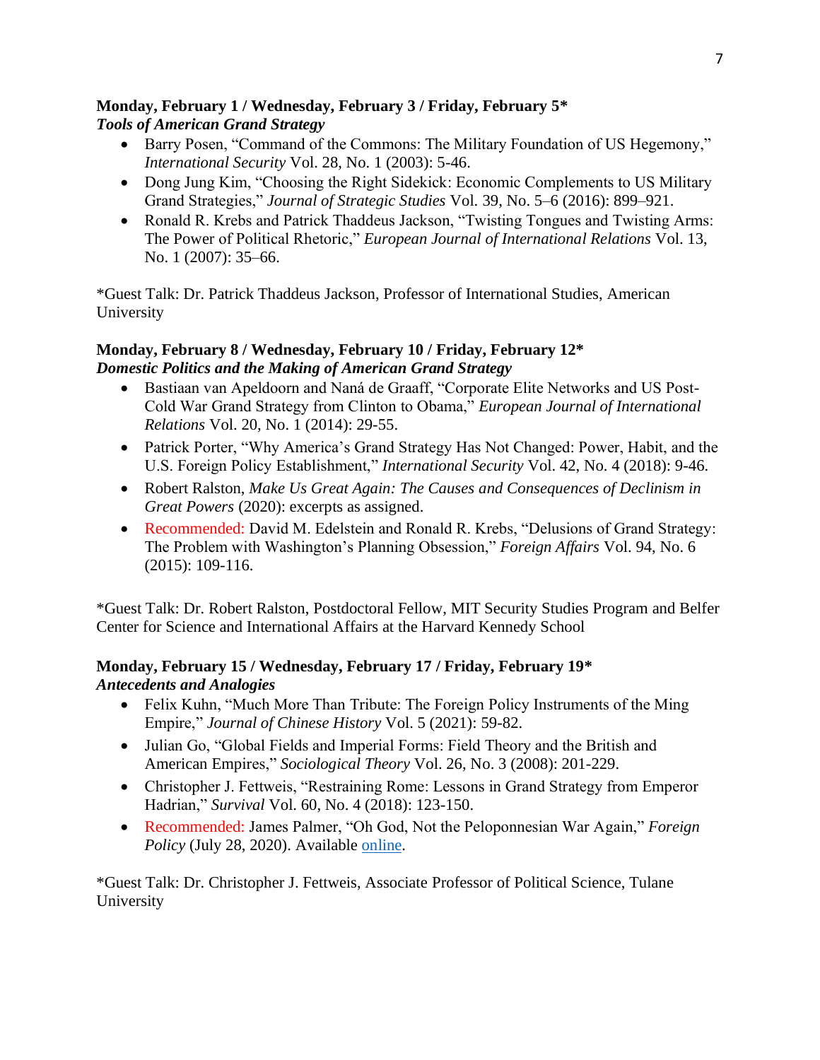**Monday, February 1 / Wednesday, February 3 / Friday, February 5***
***Tools of American Grand Strategy***

- Barry Posen, "Command of the Commons: The Military Foundation of US Hegemony," *International Security* Vol. 28, No. 1 (2003): 5-46.
- Dong Jung Kim, "Choosing the Right Sidekick: Economic Complements to US Military Grand Strategies," *Journal of Strategic Studies* Vol. 39, No. 5–6 (2016): 899–921.
- Ronald R. Krebs and Patrick Thaddeus Jackson, "Twisting Tongues and Twisting Arms: The Power of Political Rhetoric," *European Journal of International Relations* Vol. 13, No. 1 (2007): 35–66.

*Guest Talk: Dr. Patrick Thaddeus Jackson, Professor of International Studies, American University

**Monday, February 8 / Wednesday, February 10 / Friday, February 12***
***Domestic Politics and the Making of American Grand Strategy***

- Bastiaan van Apeldoorn and Naná de Graaff, "Corporate Elite Networks and US Post-Cold War Grand Strategy from Clinton to Obama," *European Journal of International Relations* Vol. 20, No. 1 (2014): 29-55.
- Patrick Porter, "Why America's Grand Strategy Has Not Changed: Power, Habit, and the U.S. Foreign Policy Establishment," *International Security* Vol. 42, No. 4 (2018): 9-46.
- Robert Ralston, *Make Us Great Again: The Causes and Consequences of Declinism in Great Powers* (2020): excerpts as assigned.
- Recommended: David M. Edelstein and Ronald R. Krebs, "Delusions of Grand Strategy: The Problem with Washington's Planning Obsession," *Foreign Affairs* Vol. 94, No. 6 (2015): 109-116.

*Guest Talk: Dr. Robert Ralston, Postdoctoral Fellow, MIT Security Studies Program and Belfer Center for Science and International Affairs at the Harvard Kennedy School

**Monday, February 15 / Wednesday, February 17 / Friday, February 19***
***Antecedents and Analogies***

- Felix Kuhn, "Much More Than Tribute: The Foreign Policy Instruments of the Ming Empire," *Journal of Chinese History* Vol. 5 (2021): 59-82.
- Julian Go, "Global Fields and Imperial Forms: Field Theory and the British and American Empires," *Sociological Theory* Vol. 26, No. 3 (2008): 201-229.
- Christopher J. Fettweis, "Restraining Rome: Lessons in Grand Strategy from Emperor Hadrian," *Survival* Vol. 60, No. 4 (2018): 123-150.
- Recommended: James Palmer, "Oh God, Not the Peloponnesian War Again," *Foreign Policy* (July 28, 2020). Available online.

*Guest Talk: Dr. Christopher J. Fettweis, Associate Professor of Political Science, Tulane University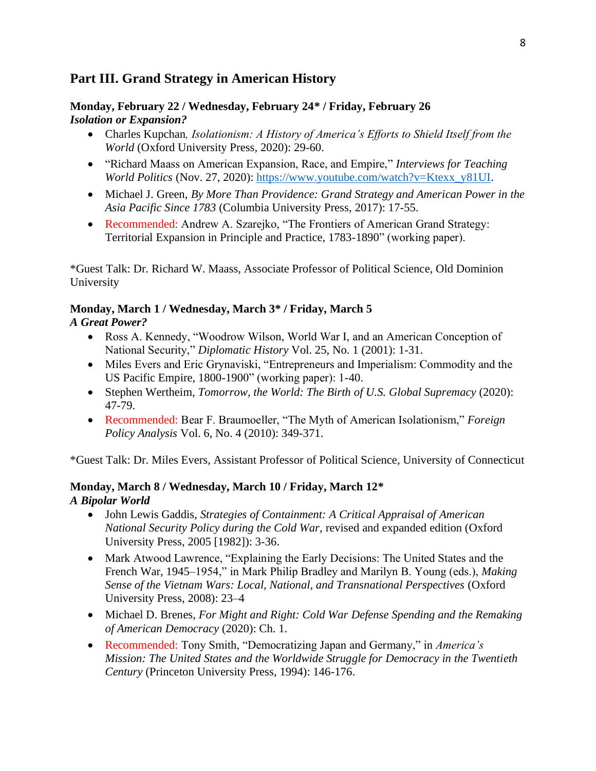## Part III. Grand Strategy in American History

**Monday, February 22 / Wednesday, February 24* / Friday, February 26**
***Isolation or Expansion?***

- Charles Kupchan, *Isolationism: A History of America's Efforts to Shield Itself from the World* (Oxford University Press, 2020): 29-60.
- "Richard Maass on American Expansion, Race, and Empire," *Interviews for Teaching World Politics* (Nov. 27, 2020): https://www.youtube.com/watch?v=Ktexx_y81UI.
- Michael J. Green, *By More Than Providence: Grand Strategy and American Power in the Asia Pacific Since 1783* (Columbia University Press, 2017): 17-55.
- Recommended: Andrew A. Szarejko, "The Frontiers of American Grand Strategy: Territorial Expansion in Principle and Practice, 1783-1890" (working paper).

*Guest Talk: Dr. Richard W. Maass, Associate Professor of Political Science, Old Dominion University

**Monday, March 1 / Wednesday, March 3* / Friday, March 5**
***A Great Power?***

- Ross A. Kennedy, "Woodrow Wilson, World War I, and an American Conception of National Security," *Diplomatic History* Vol. 25, No. 1 (2001): 1-31.
- Miles Evers and Eric Grynaviski, "Entrepreneurs and Imperialism: Commodity and the US Pacific Empire, 1800-1900" (working paper): 1-40.
- Stephen Wertheim, *Tomorrow, the World: The Birth of U.S. Global Supremacy* (2020): 47-79.
- Recommended: Bear F. Braumoeller, "The Myth of American Isolationism," *Foreign Policy Analysis* Vol. 6, No. 4 (2010): 349-371.

*Guest Talk: Dr. Miles Evers, Assistant Professor of Political Science, University of Connecticut

**Monday, March 8 / Wednesday, March 10 / Friday, March 12***
***A Bipolar World***

- John Lewis Gaddis, *Strategies of Containment: A Critical Appraisal of American National Security Policy during the Cold War*, revised and expanded edition (Oxford University Press, 2005 [1982]): 3-36.
- Mark Atwood Lawrence, "Explaining the Early Decisions: The United States and the French War, 1945–1954," in Mark Philip Bradley and Marilyn B. Young (eds.), *Making Sense of the Vietnam Wars: Local, National, and Transnational Perspectives* (Oxford University Press, 2008): 23–4
- Michael D. Brenes, *For Might and Right: Cold War Defense Spending and the Remaking of American Democracy* (2020): Ch. 1.
- Recommended: Tony Smith, "Democratizing Japan and Germany," in *America's Mission: The United States and the Worldwide Struggle for Democracy in the Twentieth Century* (Princeton University Press, 1994): 146-176.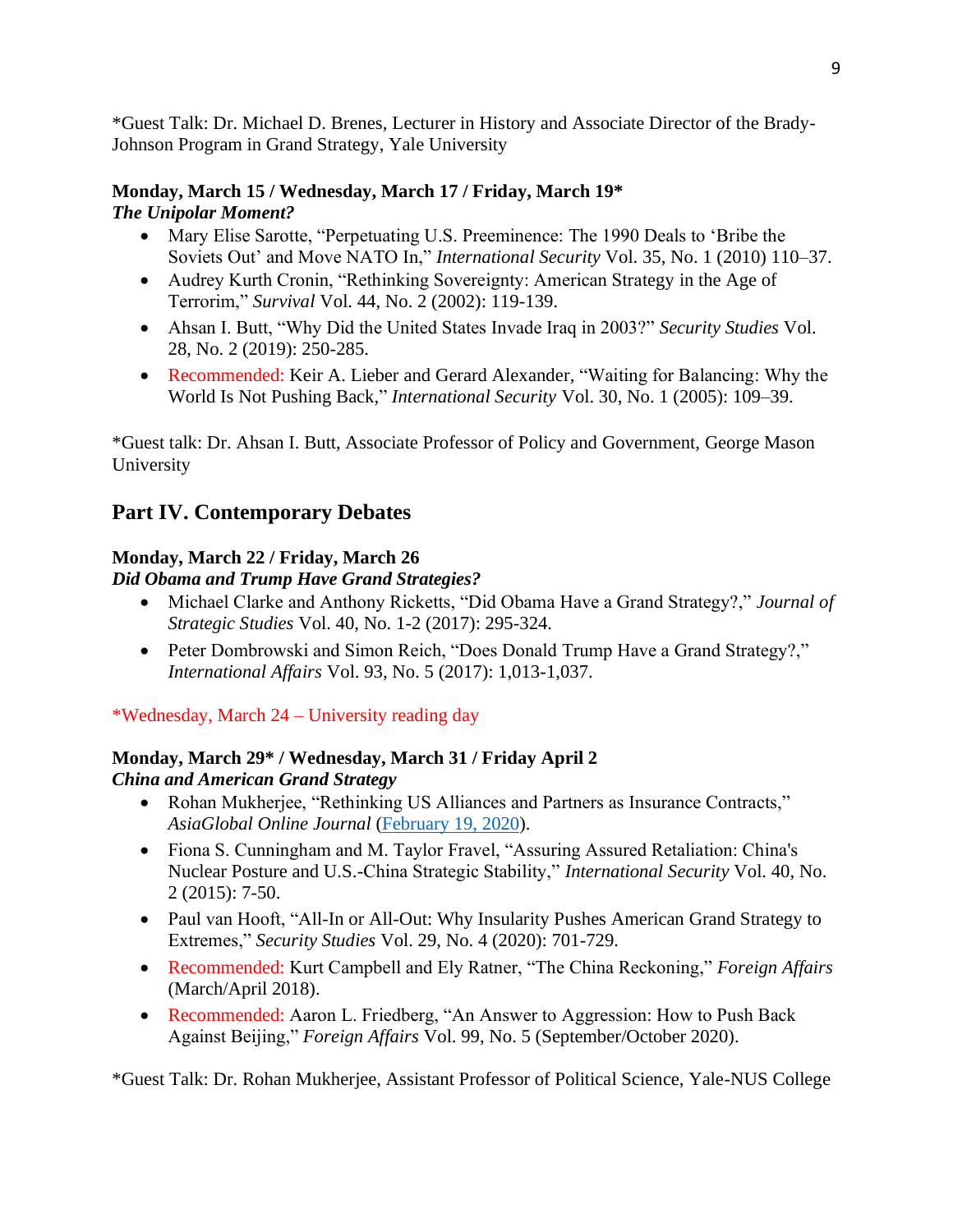*Guest Talk: Dr. Michael D. Brenes, Lecturer in History and Associate Director of the Brady-Johnson Program in Grand Strategy, Yale University

**Monday, March 15 / Wednesday, March 17 / Friday, March 19***
***The Unipolar Moment?***

- Mary Elise Sarotte, "Perpetuating U.S. Preeminence: The 1990 Deals to 'Bribe the Soviets Out' and Move NATO In," *International Security* Vol. 35, No. 1 (2010) 110–37.
- Audrey Kurth Cronin, "Rethinking Sovereignty: American Strategy in the Age of Terrorim," *Survival* Vol. 44, No. 2 (2002): 119-139.
- Ahsan I. Butt, "Why Did the United States Invade Iraq in 2003?" *Security Studies* Vol. 28, No. 2 (2019): 250-285.
- Recommended: Keir A. Lieber and Gerard Alexander, "Waiting for Balancing: Why the World Is Not Pushing Back," *International Security* Vol. 30, No. 1 (2005): 109–39.

*Guest talk: Dr. Ahsan I. Butt, Associate Professor of Policy and Government, George Mason University

## Part IV. Contemporary Debates

**Monday, March 22 / Friday, March 26**
***Did Obama and Trump Have Grand Strategies?***

- Michael Clarke and Anthony Ricketts, "Did Obama Have a Grand Strategy?," *Journal of Strategic Studies* Vol. 40, No. 1-2 (2017): 295-324.
- Peter Dombrowski and Simon Reich, "Does Donald Trump Have a Grand Strategy?," *International Affairs* Vol. 93, No. 5 (2017): 1,013-1,037.

*Wednesday, March 24 – University reading day

**Monday, March 29* / Wednesday, March 31 / Friday April 2**
***China and American Grand Strategy***

- Rohan Mukherjee, "Rethinking US Alliances and Partners as Insurance Contracts," *AsiaGlobal Online Journal* (February 19, 2020).
- Fiona S. Cunningham and M. Taylor Fravel, "Assuring Assured Retaliation: China's Nuclear Posture and U.S.-China Strategic Stability," *International Security* Vol. 40, No. 2 (2015): 7-50.
- Paul van Hooft, "All-In or All-Out: Why Insularity Pushes American Grand Strategy to Extremes," *Security Studies* Vol. 29, No. 4 (2020): 701-729.
- Recommended: Kurt Campbell and Ely Ratner, "The China Reckoning," *Foreign Affairs* (March/April 2018).
- Recommended: Aaron L. Friedberg, "An Answer to Aggression: How to Push Back Against Beijing," *Foreign Affairs* Vol. 99, No. 5 (September/October 2020).

*Guest Talk: Dr. Rohan Mukherjee, Assistant Professor of Political Science, Yale-NUS College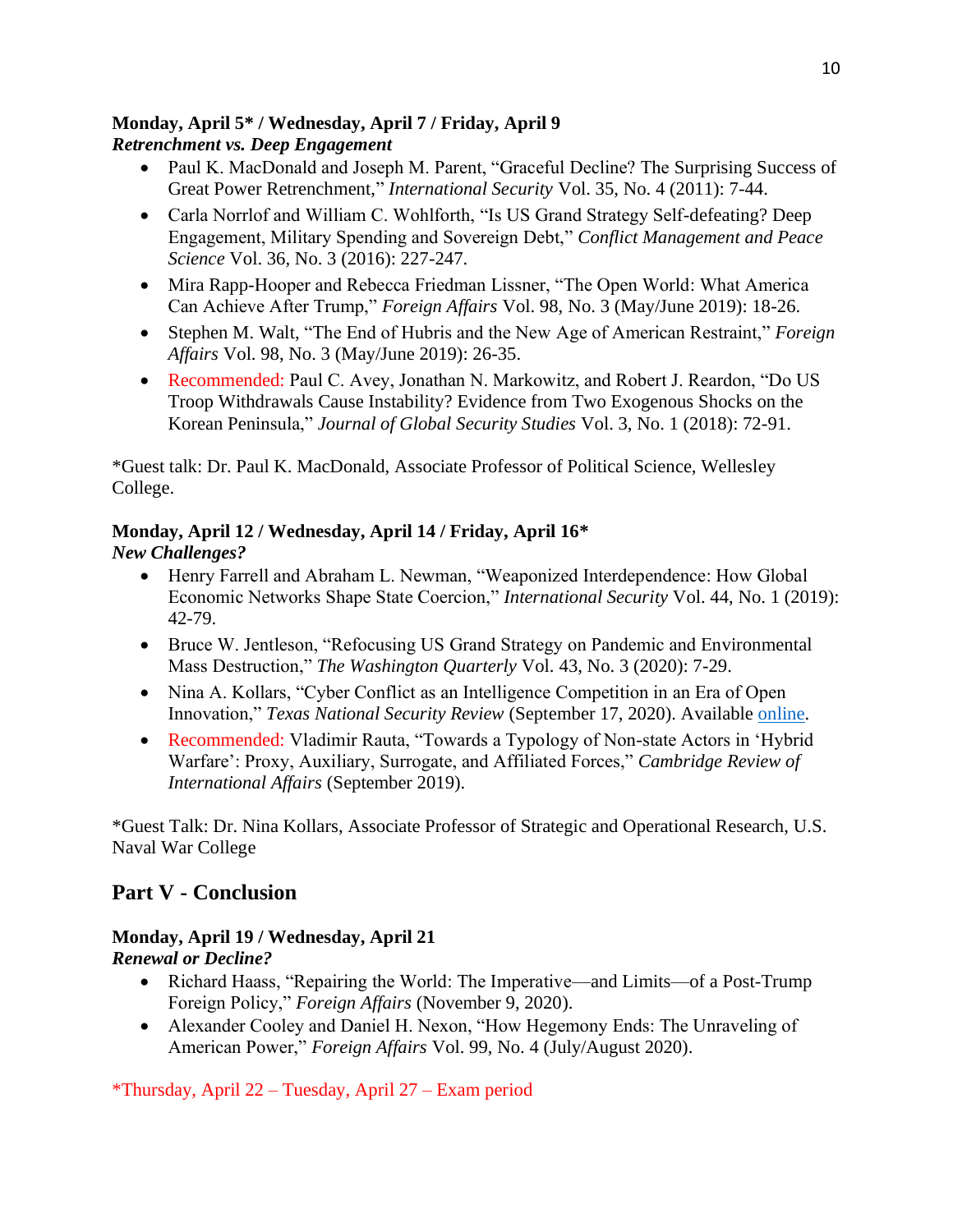**Monday, April 5* / Wednesday, April 7 / Friday, April 9**
***Retrenchment vs. Deep Engagement***

- Paul K. MacDonald and Joseph M. Parent, "Graceful Decline? The Surprising Success of Great Power Retrenchment," *International Security* Vol. 35, No. 4 (2011): 7-44.
- Carla Norrlof and William C. Wohlforth, "Is US Grand Strategy Self-defeating? Deep Engagement, Military Spending and Sovereign Debt," *Conflict Management and Peace Science* Vol. 36, No. 3 (2016): 227-247.
- Mira Rapp-Hooper and Rebecca Friedman Lissner, "The Open World: What America Can Achieve After Trump," *Foreign Affairs* Vol. 98, No. 3 (May/June 2019): 18-26.
- Stephen M. Walt, "The End of Hubris and the New Age of American Restraint," *Foreign Affairs* Vol. 98, No. 3 (May/June 2019): 26-35.
- Recommended: Paul C. Avey, Jonathan N. Markowitz, and Robert J. Reardon, "Do US Troop Withdrawals Cause Instability? Evidence from Two Exogenous Shocks on the Korean Peninsula," *Journal of Global Security Studies* Vol. 3, No. 1 (2018): 72-91.

*Guest talk: Dr. Paul K. MacDonald, Associate Professor of Political Science, Wellesley College.

**Monday, April 12 / Wednesday, April 14 / Friday, April 16***
***New Challenges?***

- Henry Farrell and Abraham L. Newman, "Weaponized Interdependence: How Global Economic Networks Shape State Coercion," *International Security* Vol. 44, No. 1 (2019): 42-79.
- Bruce W. Jentleson, "Refocusing US Grand Strategy on Pandemic and Environmental Mass Destruction," *The Washington Quarterly* Vol. 43, No. 3 (2020): 7-29.
- Nina A. Kollars, "Cyber Conflict as an Intelligence Competition in an Era of Open Innovation," *Texas National Security Review* (September 17, 2020). Available online.
- Recommended: Vladimir Rauta, "Towards a Typology of Non-state Actors in 'Hybrid Warfare': Proxy, Auxiliary, Surrogate, and Affiliated Forces," *Cambridge Review of International Affairs* (September 2019).

*Guest Talk: Dr. Nina Kollars, Associate Professor of Strategic and Operational Research, U.S. Naval War College

## Part V - Conclusion

**Monday, April 19 / Wednesday, April 21**
***Renewal or Decline?***

- Richard Haass, "Repairing the World: The Imperative—and Limits—of a Post-Trump Foreign Policy," *Foreign Affairs* (November 9, 2020).
- Alexander Cooley and Daniel H. Nexon, "How Hegemony Ends: The Unraveling of American Power," *Foreign Affairs* Vol. 99, No. 4 (July/August 2020).

*Thursday, April 22 – Tuesday, April 27 – Exam period